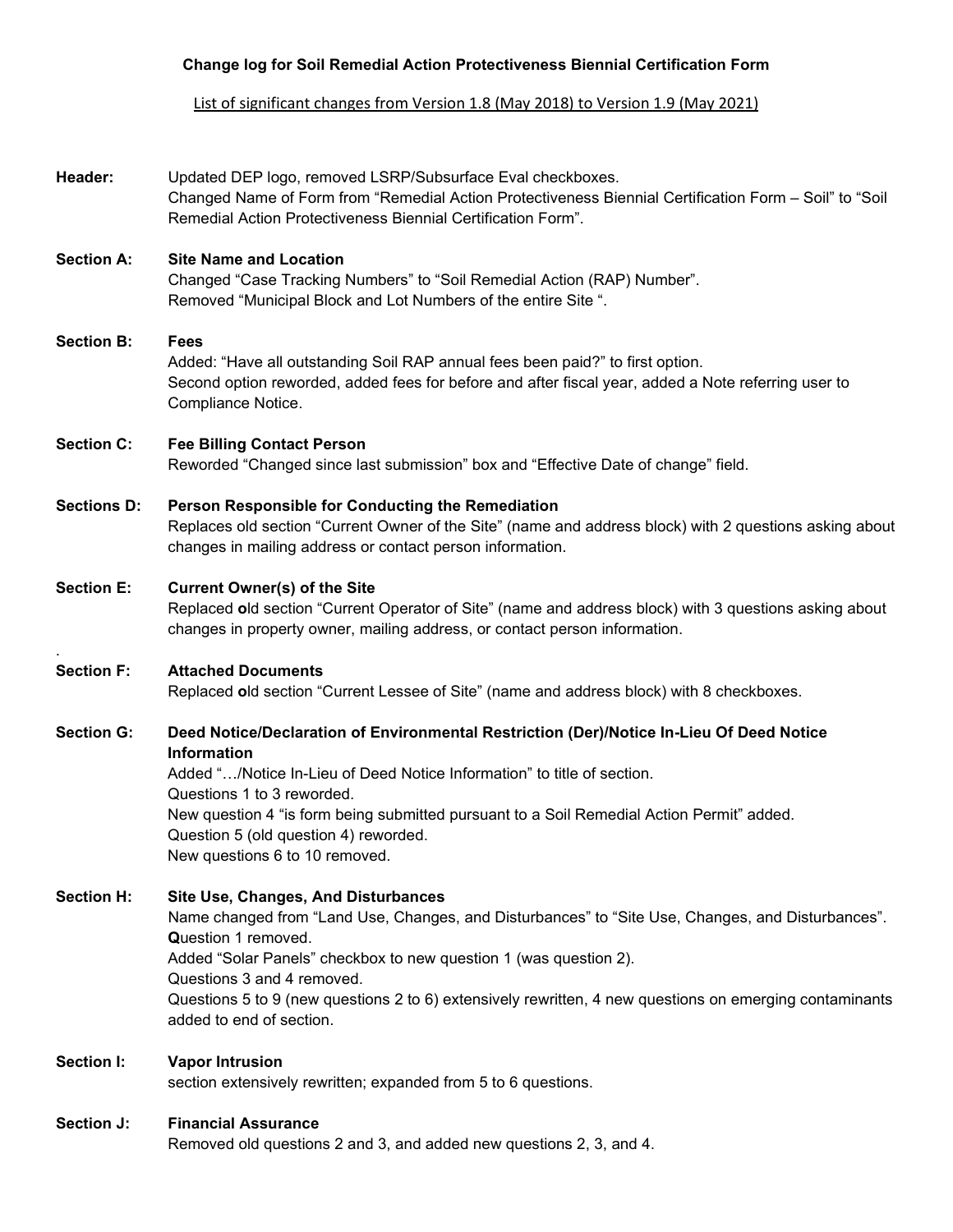**Change log for Soil Remedial Action Protectiveness Biennial Certification Form**

List of significant changes from Version 1.8 (May 2018) to Version 1.9 (May 2021)

**Header:** Updated DEP logo, removed LSRP/Subsurface Eval checkboxes.
Changed Name of Form from "Remedial Action Protectiveness Biennial Certification Form – Soil" to "Soil Remedial Action Protectiveness Biennial Certification Form".

**Section A: Site Name and Location**
Changed "Case Tracking Numbers" to "Soil Remedial Action (RAP) Number".
Removed "Municipal Block and Lot Numbers of the entire Site ".

**Section B: Fees**
Added: "Have all outstanding Soil RAP annual fees been paid?" to first option.
Second option reworded, added fees for before and after fiscal year, added a Note referring user to Compliance Notice.

**Section C: Fee Billing Contact Person**
Reworded "Changed since last submission" box and "Effective Date of change" field.

**Sections D: Person Responsible for Conducting the Remediation**
Replaces old section "Current Owner of the Site" (name and address block) with 2 questions asking about changes in mailing address or contact person information.

**Section E: Current Owner(s) of the Site**
Replaced **o**ld section "Current Operator of Site" (name and address block) with 3 questions asking about changes in property owner, mailing address, or contact person information.

.

**Section F: Attached Documents**
Replaced **o**ld section "Current Lessee of Site" (name and address block) with 8 checkboxes.

**Section G: Deed Notice/Declaration of Environmental Restriction (Der)/Notice In-Lieu Of Deed Notice Information**
Added "…/Notice In-Lieu of Deed Notice Information" to title of section.
Questions 1 to 3 reworded.
New question 4 "is form being submitted pursuant to a Soil Remedial Action Permit" added.
Question 5 (old question 4) reworded.
New questions 6 to 10 removed.

**Section H: Site Use, Changes, And Disturbances**
Name changed from "Land Use, Changes, and Disturbances" to "Site Use, Changes, and Disturbances".
**Q**uestion 1 removed.
Added "Solar Panels" checkbox to new question 1 (was question 2).
Questions 3 and 4 removed.
Questions 5 to 9 (new questions 2 to 6) extensively rewritten, 4 new questions on emerging contaminants added to end of section.

**Section I: Vapor Intrusion**
section extensively rewritten; expanded from 5 to 6 questions.

**Section J: Financial Assurance**
Removed old questions 2 and 3, and added new questions 2, 3, and 4.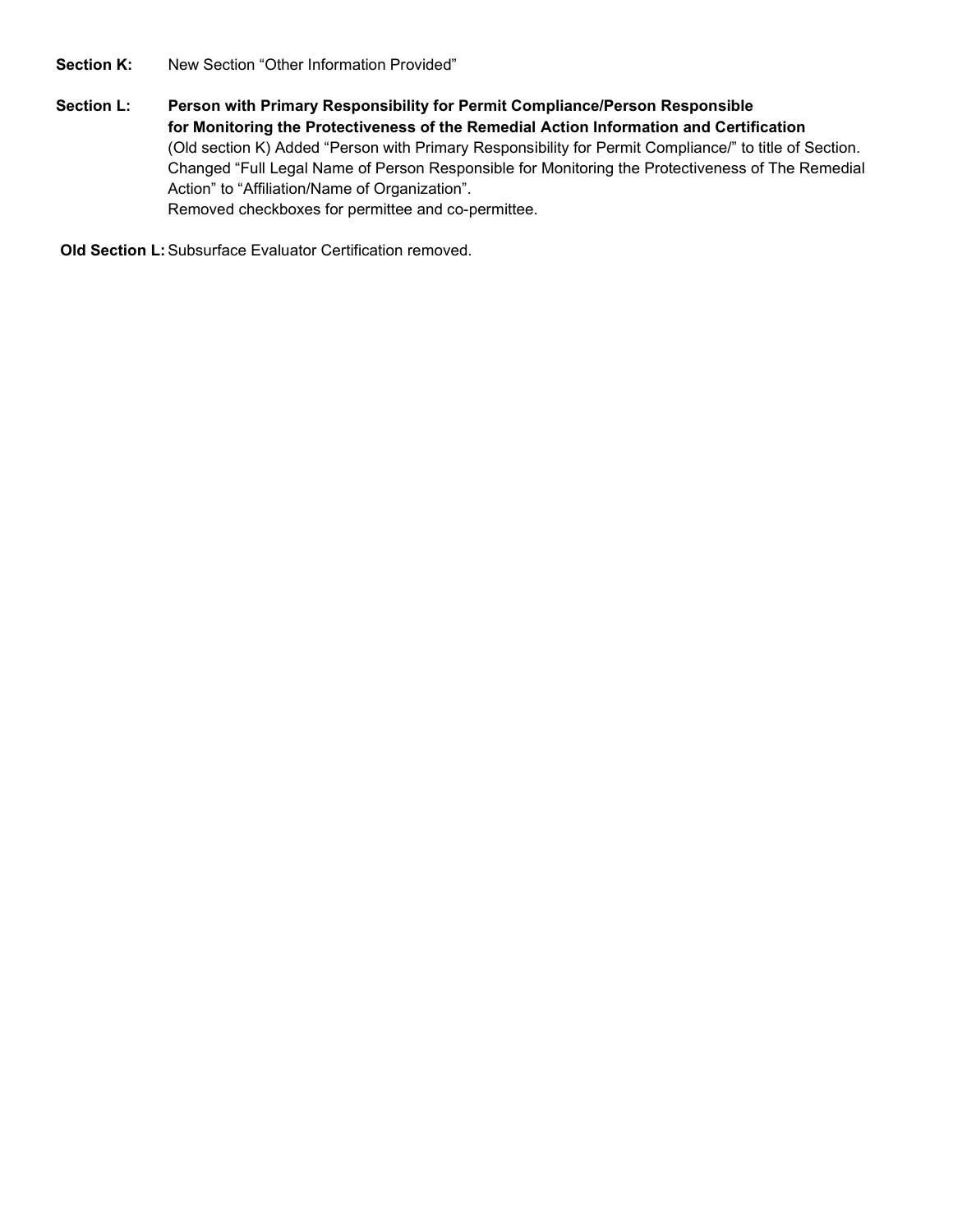**Section K:** New Section “Other Information Provided”

**Section L:** **Person with Primary Responsibility for Permit Compliance/Person Responsible for Monitoring the Protectiveness of the Remedial Action Information and Certification**
(Old section K) Added “Person with Primary Responsibility for Permit Compliance/” to title of Section.
Changed “Full Legal Name of Person Responsible for Monitoring the Protectiveness of The Remedial Action” to “Affiliation/Name of Organization”.
Removed checkboxes for permittee and co-permittee.

**Old Section L:** Subsurface Evaluator Certification removed.